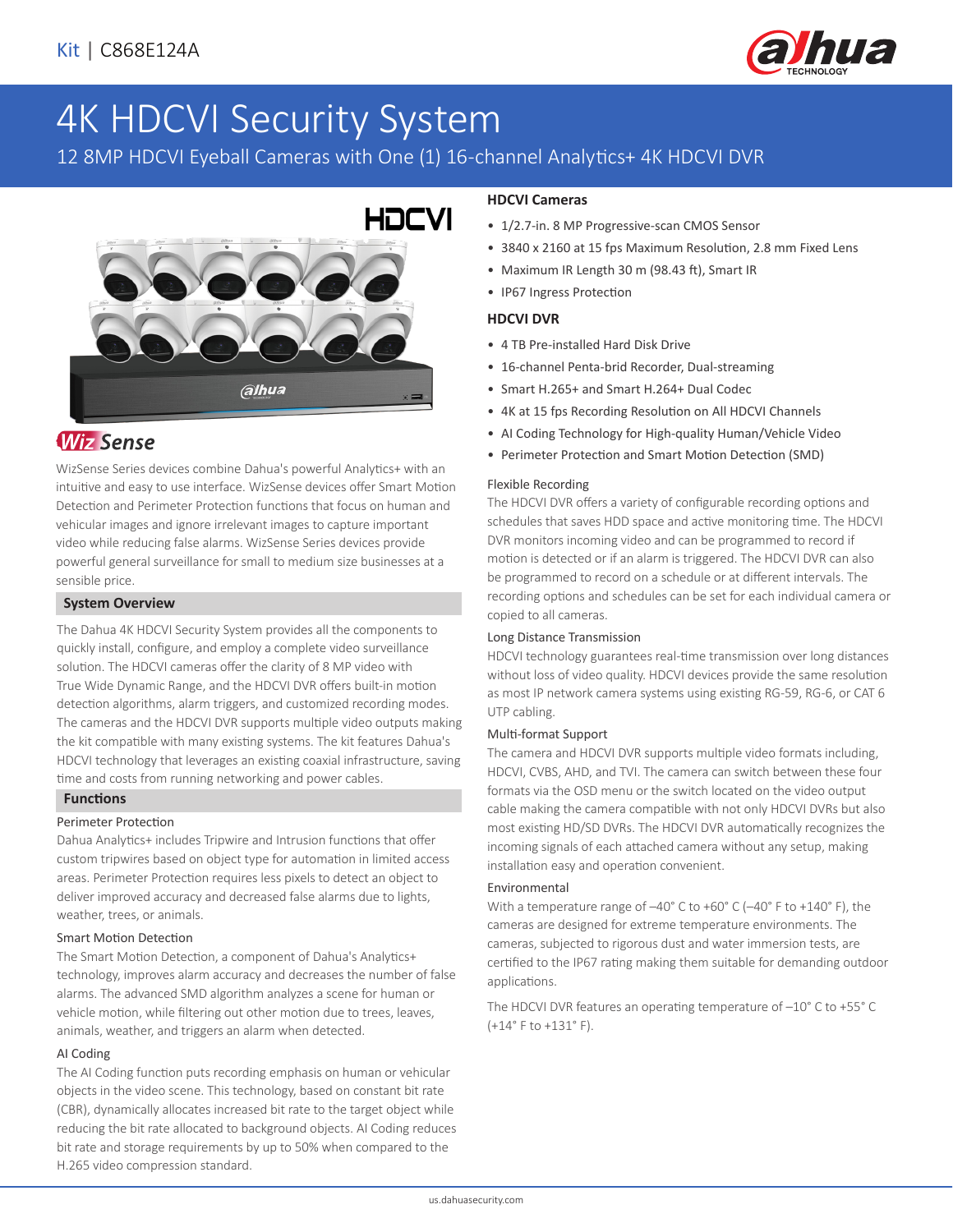Kit | C868E124A

# 4K HDCVI Security System

12 8MP HDCVI Eyeball Cameras with One (1) 16-channel Analytics+ 4K HDCVI DVR

## WizSense

WizSense Series devices combine Dahua's powerful Analytics+ with an intuitive and easy to use interface. WizSense devices offer Smart Motion Detection and Perimeter Protection functions that focus on human and vehicular images and ignore irrelevant images to capture important video while reducing false alarms. WizSense Series devices provide powerful general surveillance for small to medium size businesses at a sensible price.

## System Overview

The Dahua 4K HDCVI Security System provides all the components to quickly install, configure, and employ a complete video surveillance solution. The HDCVI cameras offer the clarity of 8 MP video with True Wide Dynamic Range, and the HDCVI DVR offers built-in motion detection algorithms, alarm triggers, and customized recording modes. The cameras and the HDCVI DVR supports multiple video outputs making the kit compatible with many existing systems. The kit features Dahua's HDCVI technology that leverages an existing coaxial infrastructure, saving time and costs from running networking and power cables.

## Functions

### Perimeter Protection

Dahua Analytics+ includes Tripwire and Intrusion functions that offer custom tripwires based on object type for automation in limited access areas. Perimeter Protection requires less pixels to detect an object to deliver improved accuracy and decreased false alarms due to lights, weather, trees, or animals.

### Smart Motion Detection

The Smart Motion Detection, a component of Dahua's Analytics+ technology, improves alarm accuracy and decreases the number of false alarms. The advanced SMD algorithm analyzes a scene for human or vehicle motion, while filtering out other motion due to trees, leaves, animals, weather, and triggers an alarm when detected.

### AI Coding

The AI Coding function puts recording emphasis on human or vehicular objects in the video scene. This technology, based on constant bit rate (CBR), dynamically allocates increased bit rate to the target object while reducing the bit rate allocated to background objects. AI Coding reduces bit rate and storage requirements by up to 50% when compared to the H.265 video compression standard.

## HDCVI Cameras

- 1/2.7-in. 8 MP Progressive-scan CMOS Sensor
- 3840 x 2160 at 15 fps Maximum Resolution, 2.8 mm Fixed Lens
- Maximum IR Length 30 m (98.43 ft), Smart IR
- IP67 Ingress Protection

## HDCVI DVR

- 4 TB Pre-installed Hard Disk Drive
- 16-channel Penta-brid Recorder, Dual-streaming
- Smart H.265+ and Smart H.264+ Dual Codec
- 4K at 15 fps Recording Resolution on All HDCVI Channels
- AI Coding Technology for High-quality Human/Vehicle Video
- Perimeter Protection and Smart Motion Detection (SMD)

### Flexible Recording

The HDCVI DVR offers a variety of configurable recording options and schedules that saves HDD space and active monitoring time. The HDCVI DVR monitors incoming video and can be programmed to record if motion is detected or if an alarm is triggered. The HDCVI DVR can also be programmed to record on a schedule or at different intervals. The recording options and schedules can be set for each individual camera or copied to all cameras.

### Long Distance Transmission

HDCVI technology guarantees real-time transmission over long distances without loss of video quality. HDCVI devices provide the same resolution as most IP network camera systems using existing RG-59, RG-6, or CAT 6 UTP cabling.

### Multi-format Support

The camera and HDCVI DVR supports multiple video formats including, HDCVI, CVBS, AHD, and TVI. The camera can switch between these four formats via the OSD menu or the switch located on the video output cable making the camera compatible with not only HDCVI DVRs but also most existing HD/SD DVRs. The HDCVI DVR automatically recognizes the incoming signals of each attached camera without any setup, making installation easy and operation convenient.

### Environmental

With a temperature range of –40° C to +60° C (–40° F to +140° F), the cameras are designed for extreme temperature environments. The cameras, subjected to rigorous dust and water immersion tests, are certified to the IP67 rating making them suitable for demanding outdoor applications.

The HDCVI DVR features an operating temperature of –10° C to +55° C (+14° F to +131° F).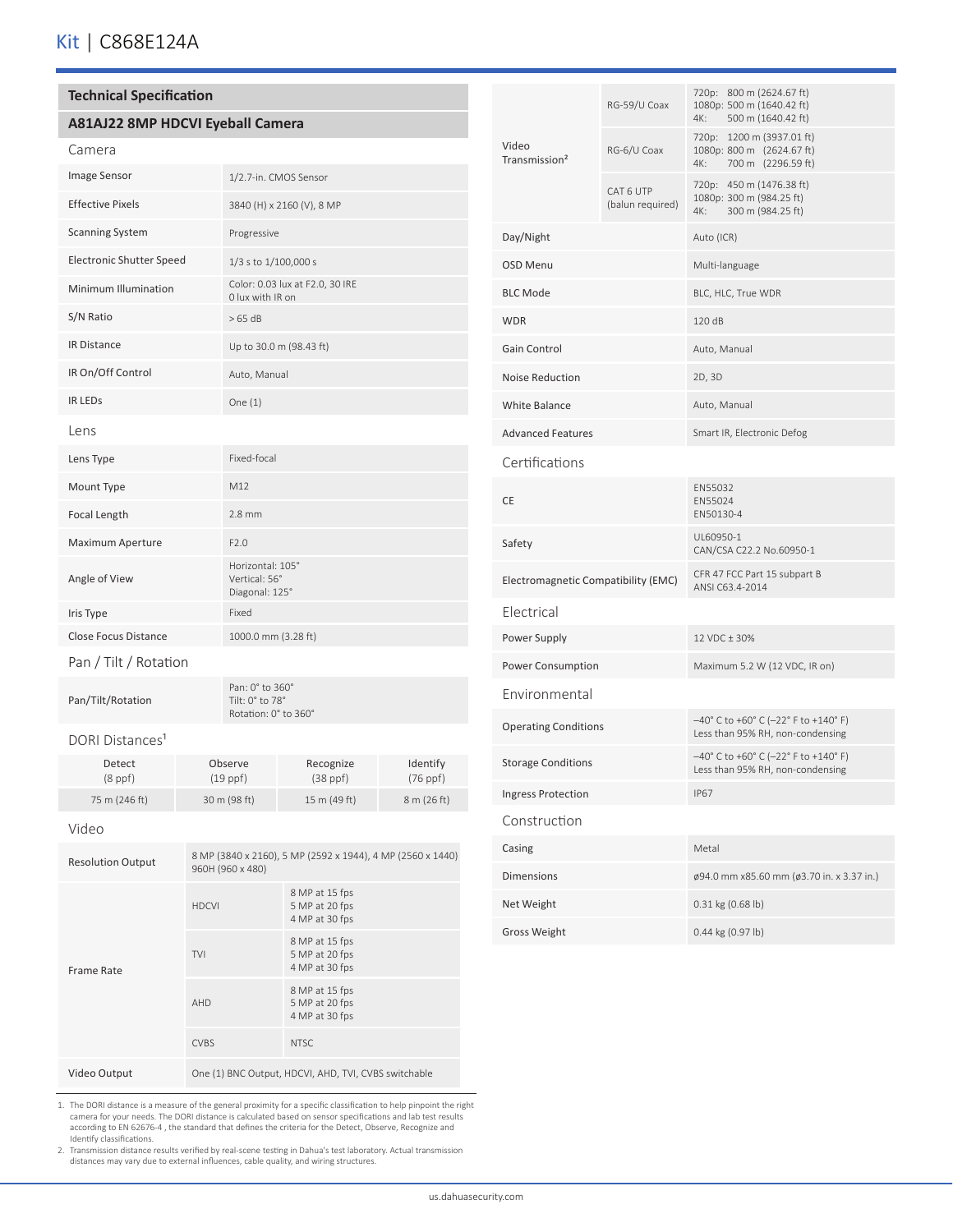# Kit | C868E124A

## Technical Specification

### A81AJ22 8MP HDCVI Eyeball Camera

#### Camera

| | |
|---|---|
| Image Sensor | 1/2.7-in. CMOS Sensor |
| Effective Pixels | 3840 (H) x 2160 (V), 8 MP |
| Scanning System | Progressive |
| Electronic Shutter Speed | 1/3 s to 1/100,000 s |
| Minimum Illumination | Color: 0.03 lux at F2.0, 30 IRE<br>0 lux with IR on |
| S/N Ratio | > 65 dB |
| IR Distance | Up to 30.0 m (98.43 ft) |
| IR On/Off Control | Auto, Manual |
| IR LEDs | One (1) |

#### Lens

| | |
|---|---|
| Lens Type | Fixed-focal |
| Mount Type | M12 |
| Focal Length | 2.8 mm |
| Maximum Aperture | F2.0 |
| Angle of View | Horizontal: 105°<br>Vertical: 56°<br>Diagonal: 125° |
| Iris Type | Fixed |
| Close Focus Distance | 1000.0 mm (3.28 ft) |

#### Pan / Tilt / Rotation

| | |
|---|---|
| Pan/Tilt/Rotation | Pan: 0° to 360°<br>Tilt: 0° to 78°<br>Rotation: 0° to 360° |

#### DORI Distances[1]

| Detect (8 ppf) | Observe (19 ppf) | Recognize (38 ppf) | Identify (76 ppf) |
|---|---|---|---|
| 75 m (246 ft) | 30 m (98 ft) | 15 m (49 ft) | 8 m (26 ft) |

#### Video

| | | |
|---|---|---|
| Resolution Output | 8 MP (3840 x 2160), 5 MP (2592 x 1944), 4 MP (2560 x 1440)<br>960H (960 x 480) | |
| Frame Rate | HDCVI | 8 MP at 15 fps<br>5 MP at 20 fps<br>4 MP at 30 fps |
| | TVI | 8 MP at 15 fps<br>5 MP at 20 fps<br>4 MP at 30 fps |
| | AHD | 8 MP at 15 fps<br>5 MP at 20 fps<br>4 MP at 30 fps |
| | CVBS | NTSC |
| Video Output | One (1) BNC Output, HDCVI, AHD, TVI, CVBS switchable | |

| | | |
|---|---|---|
| Video Transmission[2] | RG-59/U Coax | 720p: 800 m (2624.67 ft)<br>1080p: 500 m (1640.42 ft)<br>4K: 500 m (1640.42 ft) |
| | RG-6/U Coax | 720p: 1200 m (3937.01 ft)<br>1080p: 800 m (2624.67 ft)<br>4K: 700 m (2296.59 ft) |
| | CAT 6 UTP (balun required) | 720p: 450 m (1476.38 ft)<br>1080p: 300 m (984.25 ft)<br>4K: 300 m (984.25 ft) |
| Day/Night | | Auto (ICR) |
| OSD Menu | | Multi-language |
| BLC Mode | | BLC, HLC, True WDR |
| WDR | | 120 dB |
| Gain Control | | Auto, Manual |
| Noise Reduction | | 2D, 3D |
| White Balance | | Auto, Manual |
| Advanced Features | | Smart IR, Electronic Defog |

#### Certifications

| | |
|---|---|
| CE | EN55032<br>EN55024<br>EN50130-4 |
| Safety | UL60950-1<br>CAN/CSA C22.2 No.60950-1 |
| Electromagnetic Compatibility (EMC) | CFR 47 FCC Part 15 subpart B<br>ANSI C63.4-2014 |

#### Electrical

| | |
|---|---|
| Power Supply | 12 VDC ± 30% |
| Power Consumption | Maximum 5.2 W (12 VDC, IR on) |

#### Environmental

| | |
|---|---|
| Operating Conditions | –40° C to +60° C (–22° F to +140° F)<br>Less than 95% RH, non-condensing |
| Storage Conditions | –40° C to +60° C (–22° F to +140° F)<br>Less than 95% RH, non-condensing |
| Ingress Protection | IP67 |

#### Construction

| | |
|---|---|
| Casing | Metal |
| Dimensions | ø94.0 mm x85.60 mm (ø3.70 in. x 3.37 in.) |
| Net Weight | 0.31 kg (0.68 lb) |
| Gross Weight | 0.44 kg (0.97 lb) |

1. The DORI distance is a measure of the general proximity for a specific classification to help pinpoint the right camera for your needs. The DORI distance is calculated based on sensor specifications and lab test results according to EN 62676-4 , the standard that defines the criteria for the Detect, Observe, Recognize and Identify classifications.
2. Transmission distance results verified by real-scene testing in Dahua's test laboratory. Actual transmission distances may vary due to external influences, cable quality, and wiring structures.

us.dahuasecurity.com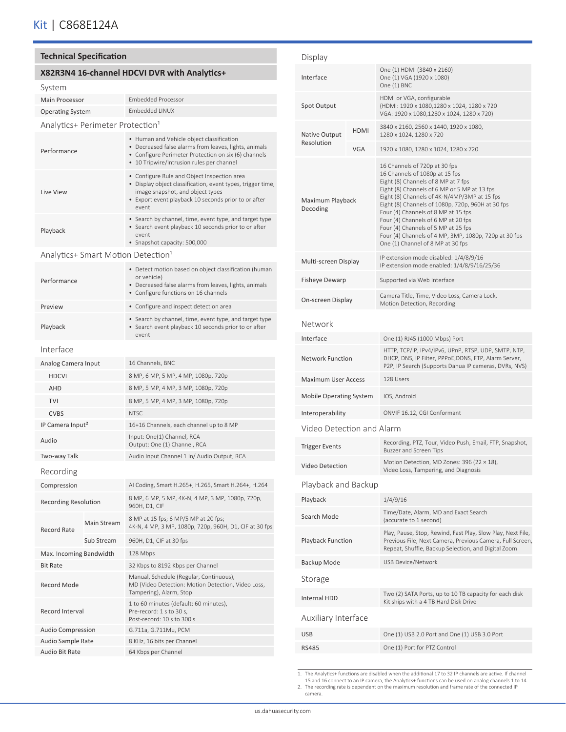# Kit | C868E124A

## Technical Specification

### X82R3N4 16-channel HDCVI DVR with Analytics+

#### System

| | |
|---|---|
| Main Processor | Embedded Processor |
| Operating System | Embedded LINUX |

#### Analytics+ Perimeter Protection[1]

| | |
|---|---|
| Performance | • Human and Vehicle object classification<br>• Decreased false alarms from leaves, lights, animals<br>• Configure Perimeter Protection on six (6) channels<br>• 10 Tripwire/Intrusion rules per channel |
| Live View | • Configure Rule and Object Inspection area<br>• Display object classification, event types, trigger time, image snapshot, and object types<br>• Export event playback 10 seconds prior to or after event |
| Playback | • Search by channel, time, event type, and target type<br>• Search event playback 10 seconds prior to or after event<br>• Snapshot capacity: 500,000 |

#### Analytics+ Smart Motion Detection[1]

| | |
|---|---|
| Performance | • Detect motion based on object classification (human or vehicle)<br>• Decreased false alarms from leaves, lights, animals<br>• Configure functions on 16 channels |
| Preview | • Configure and inspect detection area |
| Playback | • Search by channel, time, event type, and target type<br>• Search event playback 10 seconds prior to or after event |

#### Interface

| | |
|---|---|
| Analog Camera Input | 16 Channels, BNC |
| HDCVI | 8 MP, 6 MP, 5 MP, 4 MP, 1080p, 720p |
| AHD | 8 MP, 5 MP, 4 MP, 3 MP, 1080p, 720p |
| TVI | 8 MP, 5 MP, 4 MP, 3 MP, 1080p, 720p |
| CVBS | NTSC |
| IP Camera Input[2] | 16+16 Channels, each channel up to 8 MP |
| Audio | Input: One(1) Channel, RCA<br>Output: One (1) Channel, RCA |
| Two-way Talk | Audio Input Channel 1 In/ Audio Output, RCA |

#### Recording

| | | |
|---|---|---|
| Compression | | AI Coding, Smart H.265+, H.265, Smart H.264+, H.264 |
| Recording Resolution | | 8 MP, 6 MP, 5 MP, 4K-N, 4 MP, 3 MP, 1080p, 720p, 960H, D1, CIF |
| Record Rate | Main Stream | 8 MP at 15 fps; 6 MP/5 MP at 20 fps;<br>4K-N, 4 MP, 3 MP, 1080p, 720p, 960H, D1, CIF at 30 fps |
| | Sub Stream | 960H, D1, CIF at 30 fps |
| Max. Incoming Bandwidth | | 128 Mbps |
| Bit Rate | | 32 Kbps to 8192 Kbps per Channel |
| Record Mode | | Manual, Schedule (Regular, Continuous), MD (Video Detection: Motion Detection, Video Loss, Tampering), Alarm, Stop |
| Record Interval | | 1 to 60 minutes (default: 60 minutes),<br>Pre-record: 1 s to 30 s,<br>Post-record: 10 s to 300 s |
| Audio Compression | | G.711a, G.711Mu, PCM |
| Audio Sample Rate | | 8 KHz, 16 bits per Channel |
| Audio Bit Rate | | 64 Kbps per Channel |

#### Display

| | | |
|---|---|---|
| Interface | | One (1) HDMI (3840 x 2160)<br>One (1) VGA (1920 x 1080)<br>One (1) BNC |
| Spot Output | | HDMI or VGA, configurable<br>(HDMI: 1920 x 1080,1280 x 1024, 1280 x 720<br>VGA: 1920 x 1080,1280 x 1024, 1280 x 720) |
| Native Output Resolution | HDMI | 3840 x 2160, 2560 x 1440, 1920 x 1080, 1280 x 1024, 1280 x 720 |
| | VGA | 1920 x 1080, 1280 x 1024, 1280 x 720 |
| Maximum Playback Decoding | | 16 Channels of 720p at 30 fps<br>16 Channels of 1080p at 15 fps<br>Eight (8) Channels of 8 MP at 7 fps<br>Eight (8) Channels of 6 MP or 5 MP at 13 fps<br>Eight (8) Channels of 4K-N/4MP/3MP at 15 fps<br>Eight (8) Channels of 1080p, 720p, 960H at 30 fps<br>Four (4) Channels of 8 MP at 15 fps<br>Four (4) Channels of 6 MP at 20 fps<br>Four (4) Channels of 5 MP at 25 fps<br>Four (4) Channels of 4 MP, 3MP, 1080p, 720p at 30 fps<br>One (1) Channel of 8 MP at 30 fps |
| Multi-screen Display | | IP extension mode disabled: 1/4/8/9/16<br>IP extension mode enabled: 1/4/8/9/16/25/36 |
| Fisheye Dewarp | | Supported via Web Interface |
| On-screen Display | | Camera Title, Time, Video Loss, Camera Lock, Motion Detection, Recording |

#### Network

| | |
|---|---|
| Interface | One (1) RJ45 (1000 Mbps) Port |
| Network Function | HTTP, TCP/IP, IPv4/IPv6, UPnP, RTSP, UDP, SMTP, NTP, DHCP, DNS, IP Filter, PPPoE,DDNS, FTP, Alarm Server, P2P, IP Search (Supports Dahua IP cameras, DVRs, NVS) |
| Maximum User Access | 128 Users |
| Mobile Operating System | IOS, Android |
| Interoperability | ONVIF 16.12, CGI Conformant |

#### Video Detection and Alarm

| | |
|---|---|
| Trigger Events | Recording, PTZ, Tour, Video Push, Email, FTP, Snapshot, Buzzer and Screen Tips |
| Video Detection | Motion Detection, MD Zones: 396 (22 × 18), Video Loss, Tampering, and Diagnosis |

#### Playback and Backup

| | |
|---|---|
| Playback | 1/4/9/16 |
| Search Mode | Time/Date, Alarm, MD and Exact Search (accurate to 1 second) |
| Playback Function | Play, Pause, Stop, Rewind, Fast Play, Slow Play, Next File, Previous File, Next Camera, Previous Camera, Full Screen, Repeat, Shuffle, Backup Selection, and Digital Zoom |
| Backup Mode | USB Device/Network |

#### Storage

| | |
|---|---|
| Internal HDD | Two (2) SATA Ports, up to 10 TB capacity for each disk<br>Kit ships with a 4 TB Hard Disk Drive |

#### Auxiliary Interface

| | |
|---|---|
| USB | One (1) USB 2.0 Port and One (1) USB 3.0 Port |
| RS485 | One (1) Port for PTZ Control |

1. The Analytics+ functions are disabled when the additional 17 to 32 IP channels are active. If channel 15 and 16 connect to an IP camera, the Analytics+ functions can be used on analog channels 1 to 14.
2. The recording rate is dependent on the maximum resolution and frame rate of the connected IP camera.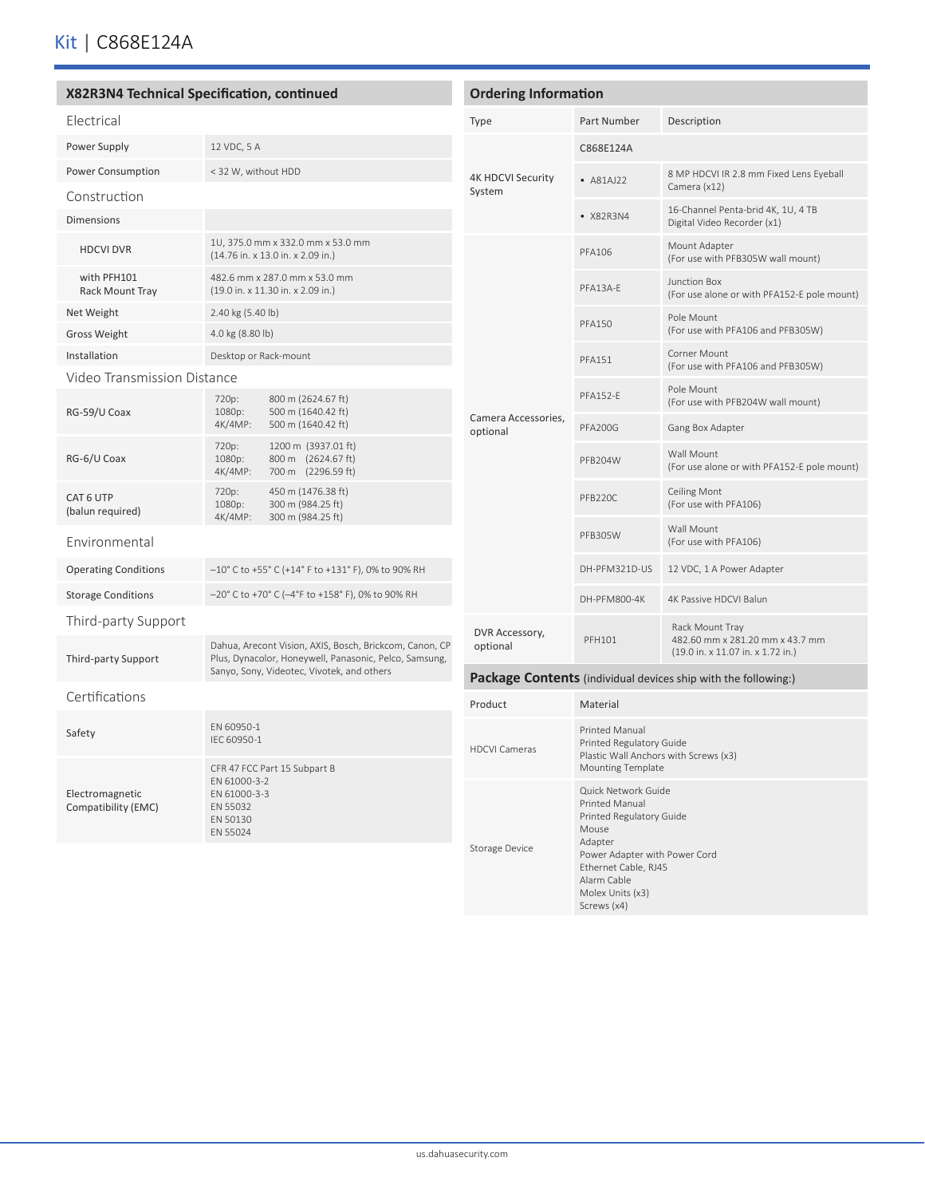# Kit | C868E124A

## X82R3N4 Technical Specification, continued

| Electrical | |
|---|---|
| Power Supply | 12 VDC, 5 A |
| Power Consumption | < 32 W, without HDD |
| **Construction** | |
| Dimensions | |
| HDCVI DVR | 1U, 375.0 mm x 332.0 mm x 53.0 mm (14.76 in. x 13.0 in. x 2.09 in.) |
| with PFH101 Rack Mount Tray | 482.6 mm x 287.0 mm x 53.0 mm (19.0 in. x 11.30 in. x 2.09 in.) |
| Net Weight | 2.40 kg (5.40 lb) |
| Gross Weight | 4.0 kg (8.80 lb) |
| Installation | Desktop or Rack-mount |
| **Video Transmission Distance** | |
| RG-59/U Coax | 720p: 800 m (2624.67 ft)<br>1080p: 500 m (1640.42 ft)<br>4K/4MP: 500 m (1640.42 ft) |
| RG-6/U Coax | 720p: 1200 m (3937.01 ft)<br>1080p: 800 m (2624.67 ft)<br>4K/4MP: 700 m (2296.59 ft) |
| CAT 6 UTP (balun required) | 720p: 450 m (1476.38 ft)<br>1080p: 300 m (984.25 ft)<br>4K/4MP: 300 m (984.25 ft) |
| **Environmental** | |
| Operating Conditions | –10° C to +55° C (+14° F to +131° F), 0% to 90% RH |
| Storage Conditions | –20° C to +70° C (–4°F to +158° F), 0% to 90% RH |
| **Third-party Support** | |
| Third-party Support | Dahua, Arecont Vision, AXIS, Bosch, Brickcom, Canon, CP Plus, Dynacolor, Honeywell, Panasonic, Pelco, Samsung, Sanyo, Sony, Videotec, Vivotek, and others |
| **Certifications** | |
| Safety | EN 60950-1<br>IEC 60950-1 |
| Electromagnetic Compatibility (EMC) | CFR 47 FCC Part 15 Subpart B<br>EN 61000-3-2<br>EN 61000-3-3<br>EN 55032<br>EN 50130<br>EN 55024 |

## Ordering Information

| Type | Part Number | Description |
|---|---|---|
| 4K HDCVI Security System | C868E124A | |
| | • A81AJ22 | 8 MP HDCVI IR 2.8 mm Fixed Lens Eyeball Camera (x12) |
| | • X82R3N4 | 16-Channel Penta-brid 4K, 1U, 4 TB Digital Video Recorder (x1) |
| Camera Accessories, optional | PFA106 | Mount Adapter (For use with PFB305W wall mount) |
| | PFA13A-E | Junction Box (For use alone or with PFA152-E pole mount) |
| | PFA150 | Pole Mount (For use with PFA106 and PFB305W) |
| | PFA151 | Corner Mount (For use with PFA106 and PFB305W) |
| | PFA152-E | Pole Mount (For use with PFB204W wall mount) |
| | PFA200G | Gang Box Adapter |
| | PFB204W | Wall Mount (For use alone or with PFA152-E pole mount) |
| | PFB220C | Ceiling Mont (For use with PFA106) |
| | PFB305W | Wall Mount (For use with PFA106) |
| | DH-PFM321D-US | 12 VDC, 1 A Power Adapter |
| | DH-PFM800-4K | 4K Passive HDCVI Balun |
| DVR Accessory, optional | PFH101 | Rack Mount Tray<br>482.60 mm x 281.20 mm x 43.7 mm<br>(19.0 in. x 11.07 in. x 1.72 in.) |

## Package Contents (individual devices ship with the following:)

| Product | Material |
|---|---|
| HDCVI Cameras | Printed Manual<br>Printed Regulatory Guide<br>Plastic Wall Anchors with Screws (x3)<br>Mounting Template |
| Storage Device | Quick Network Guide<br>Printed Manual<br>Printed Regulatory Guide<br>Mouse<br>Adapter<br>Power Adapter with Power Cord<br>Ethernet Cable, RJ45<br>Alarm Cable<br>Molex Units (x3)<br>Screws (x4) |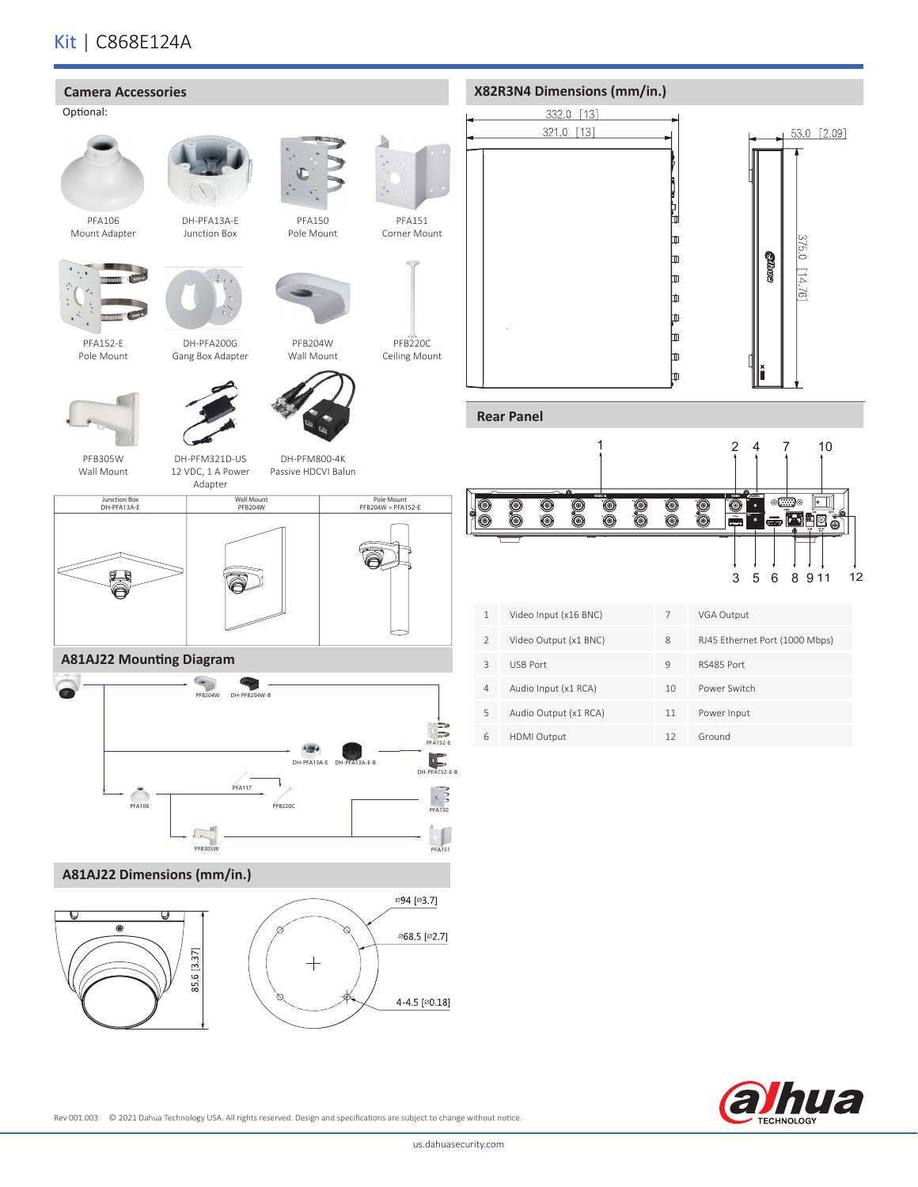## Camera Accessories

Optional:

PFA106
Mount Adapter

DH-PFA13A-E
Junction Box

PFA150
Pole Mount

PFA151
Corner Mount

PFA152-E
Pole Mount

DH-PFA200G
Gang Box Adapter

PFB204W
Wall Mount

PFB220C
Ceiling Mount

PFB305W
Wall Mount

DH-PFM321D-US
12 VDC, 1 A Power Adapter

DH-PFM800-4K
Passive HDCVI Balun

Junction Box
DH-PFA13A-E

Wall Mount
PFB204W

Pole Mount
PFB204W + PFA152-E

## A81AJ22 Mounting Diagram

PFB204W
DH-PFB204W-B
PFA152-E
DH-PFA13A-E
DH-PFA13A-E-B
DH-PFA152-E-B
PFA117
PFA106
PFB220C
PFA150
PFB305W
PFA151

## A81AJ22 Dimensions (mm/in.)

85.6 [3.37]
Ø94 [Ø3.7]
Ø68.5 [Ø2.7]
4-4.5 [Ø0.18]

## X82R3N4 Dimensions (mm/in.)

332.0 [13]
321.0 [13]
53.0 [2.09]
375.0 [14.76]

## Rear Panel

| | | | |
|---|---|---|---|
| 1 | Video Input (x16 BNC) | 7 | VGA Output |
| 2 | Video Output (x1 BNC) | 8 | RJ45 Ethernet Port (1000 Mbps) |
| 3 | USB Port | 9 | RS485 Port |
| 4 | Audio Input (x1 RCA) | 10 | Power Switch |
| 5 | Audio Output (x1 RCA) | 11 | Power Input |
| 6 | HDMI Output | 12 | Ground |

Rev 001.003 © 2021 Dahua Technology USA. All rights reserved. Design and specifications are subject to change without notice.

us.dahuasecurity.com